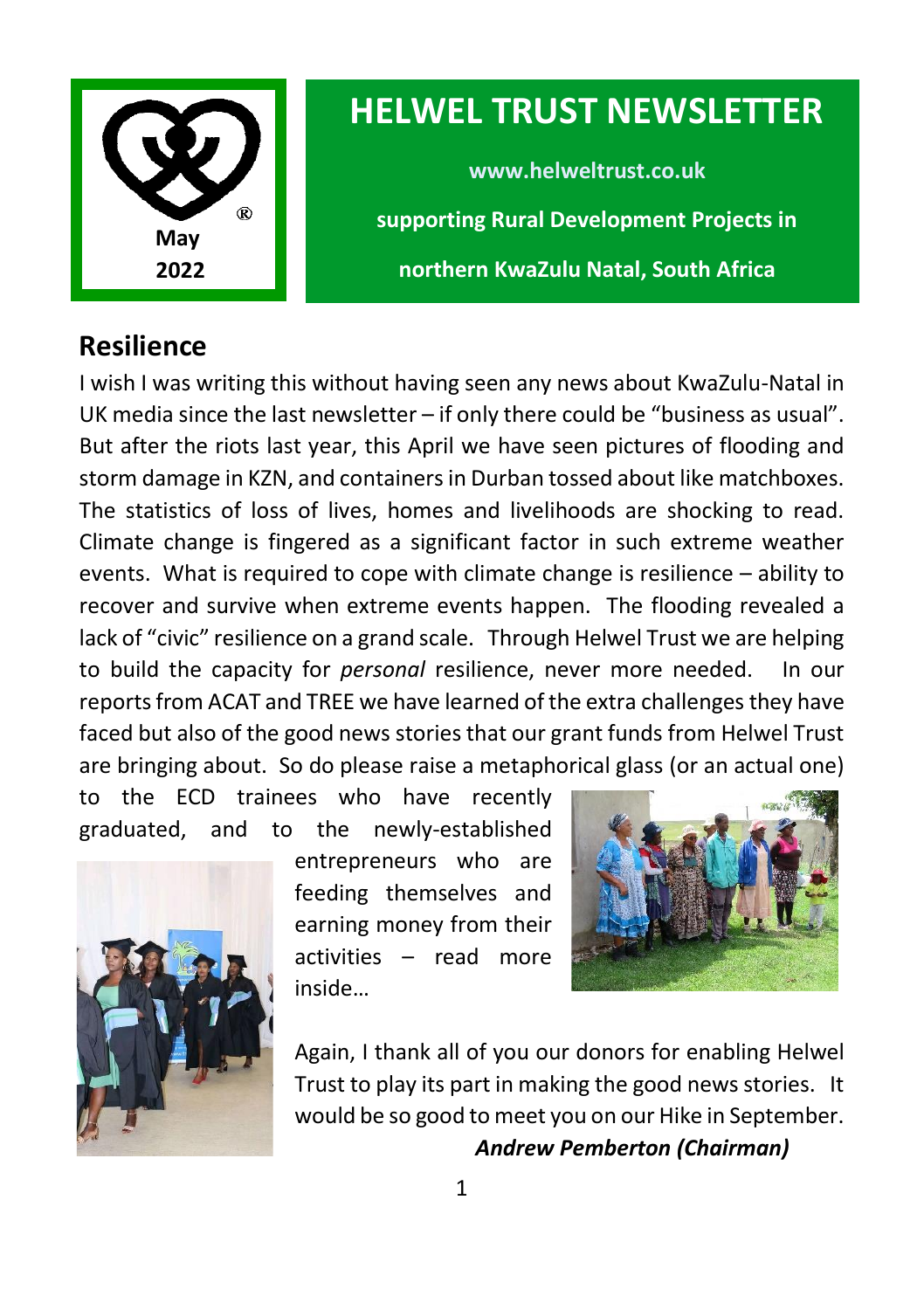May 2022

# HELWEL TRUST NEWSLETTER

**www.helweltrust.co.uk**

**supporting Rural Development Projects in northern KwaZulu Natal, South Africa**

## Resilience

I wish I was writing this without having seen any news about KwaZulu-Natal in UK media since the last newsletter – if only there could be "business as usual". But after the riots last year, this April we have seen pictures of flooding and storm damage in KZN, and containers in Durban tossed about like matchboxes. The statistics of loss of lives, homes and livelihoods are shocking to read. Climate change is fingered as a significant factor in such extreme weather events. What is required to cope with climate change is resilience – ability to recover and survive when extreme events happen. The flooding revealed a lack of "civic" resilience on a grand scale. Through Helwel Trust we are helping to build the capacity for *personal* resilience, never more needed. In our reports from ACAT and TREE we have learned of the extra challenges they have faced but also of the good news stories that our grant funds from Helwel Trust are bringing about. So do please raise a metaphorical glass (or an actual one) to the ECD trainees who have recently graduated, and to the newly-established entrepreneurs who are feeding themselves and earning money from their activities – read more inside…

Again, I thank all of you our donors for enabling Helwel Trust to play its part in making the good news stories. It would be so good to meet you on our Hike in September.

***Andrew Pemberton (Chairman)***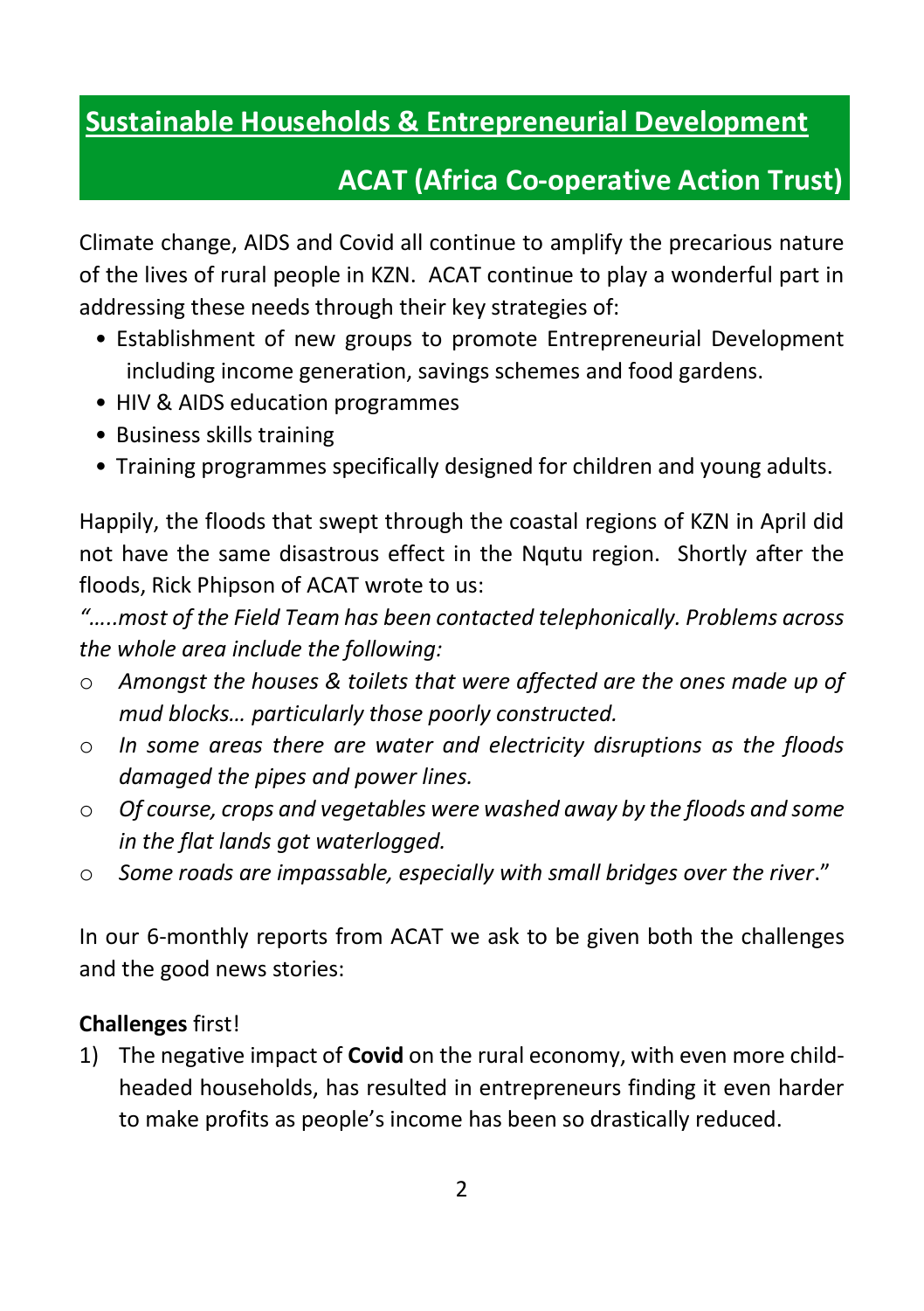## Sustainable Households & Entrepreneurial Development

## ACAT (Africa Co-operative Action Trust)

Climate change, AIDS and Covid all continue to amplify the precarious nature of the lives of rural people in KZN. ACAT continue to play a wonderful part in addressing these needs through their key strategies of:

- Establishment of new groups to promote Entrepreneurial Development including income generation, savings schemes and food gardens.
- HIV & AIDS education programmes
- Business skills training
- Training programmes specifically designed for children and young adults.

Happily, the floods that swept through the coastal regions of KZN in April did not have the same disastrous effect in the Nqutu region. Shortly after the floods, Rick Phipson of ACAT wrote to us:

*"…..most of the Field Team has been contacted telephonically. Problems across the whole area include the following:*

- *Amongst the houses & toilets that were affected are the ones made up of mud blocks… particularly those poorly constructed.*
- *In some areas there are water and electricity disruptions as the floods damaged the pipes and power lines.*
- *Of course, crops and vegetables were washed away by the floods and some in the flat lands got waterlogged.*
- *Some roads are impassable, especially with small bridges over the river*."

In our 6-monthly reports from ACAT we ask to be given both the challenges and the good news stories:

**Challenges** first!

1) The negative impact of **Covid** on the rural economy, with even more child-headed households, has resulted in entrepreneurs finding it even harder to make profits as people's income has been so drastically reduced.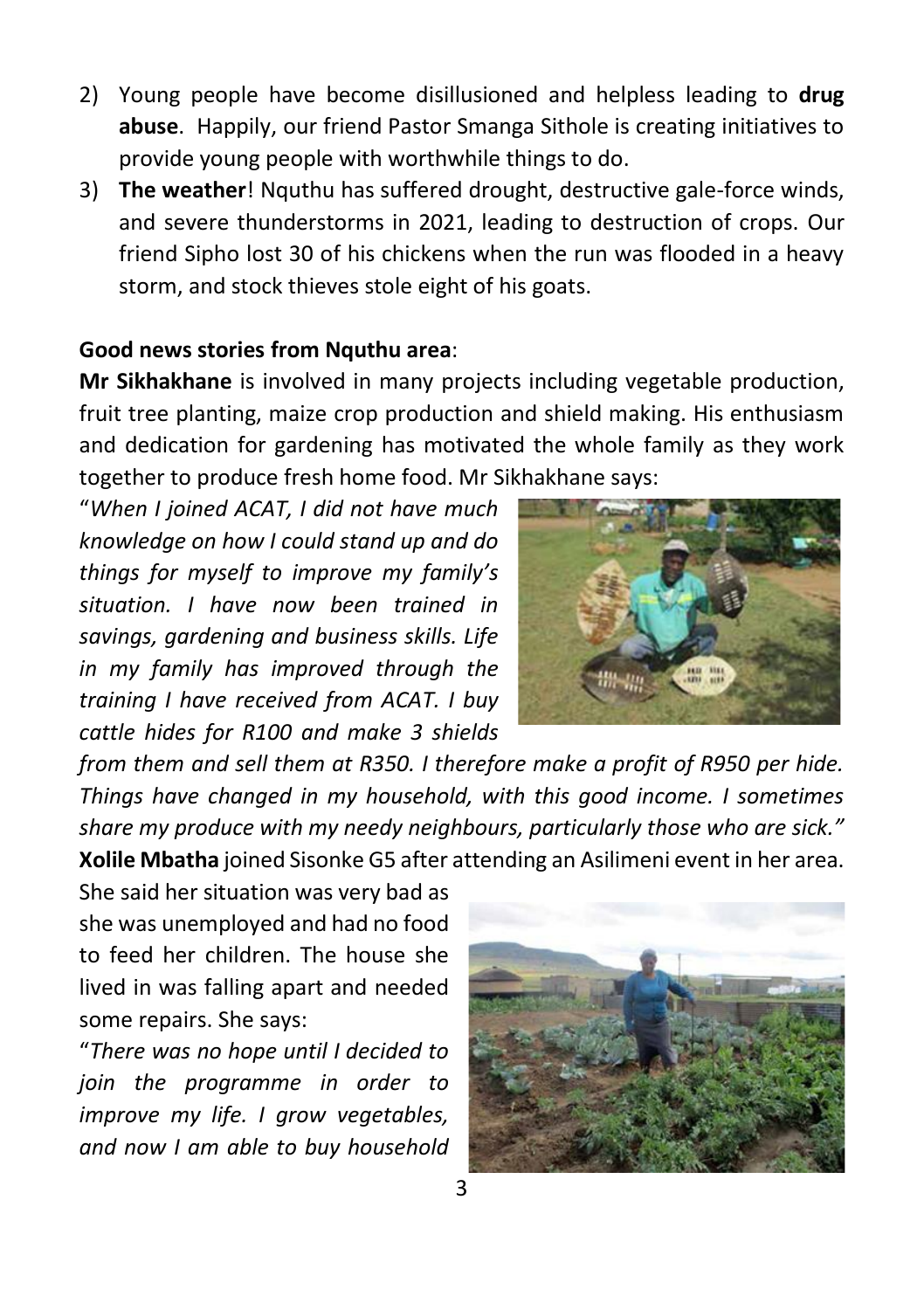2) Young people have become disillusioned and helpless leading to **drug abuse**. Happily, our friend Pastor Smanga Sithole is creating initiatives to provide young people with worthwhile things to do.
3) **The weather**! Nquthu has suffered drought, destructive gale-force winds, and severe thunderstorms in 2021, leading to destruction of crops. Our friend Sipho lost 30 of his chickens when the run was flooded in a heavy storm, and stock thieves stole eight of his goats.

**Good news stories from Nquthu area**:

**Mr Sikhakhane** is involved in many projects including vegetable production, fruit tree planting, maize crop production and shield making. His enthusiasm and dedication for gardening has motivated the whole family as they work together to produce fresh home food. Mr Sikhakhane says:

"*When I joined ACAT, I did not have much knowledge on how I could stand up and do things for myself to improve my family's situation. I have now been trained in savings, gardening and business skills. Life in my family has improved through the training I have received from ACAT. I buy cattle hides for R100 and make 3 shields from them and sell them at R350. I therefore make a profit of R950 per hide. Things have changed in my household, with this good income. I sometimes share my produce with my needy neighbours, particularly those who are sick."*

**Xolile Mbatha** joined Sisonke G5 after attending an Asilimeni event in her area. She said her situation was very bad as she was unemployed and had no food to feed her children. The house she lived in was falling apart and needed some repairs. She says:

"*There was no hope until I decided to join the programme in order to improve my life. I grow vegetables, and now I am able to buy household*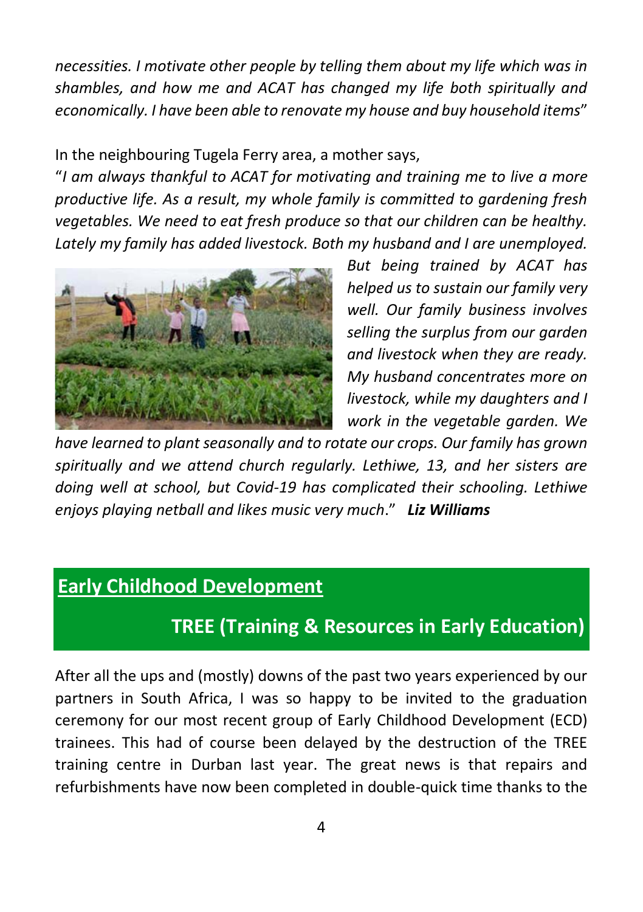*necessities. I motivate other people by telling them about my life which was in shambles, and how me and ACAT has changed my life both spiritually and economically. I have been able to renovate my house and buy household items*"

In the neighbouring Tugela Ferry area, a mother says,

"*I am always thankful to ACAT for motivating and training me to live a more productive life. As a result, my whole family is committed to gardening fresh vegetables. We need to eat fresh produce so that our children can be healthy. Lately my family has added livestock. Both my husband and I are unemployed. But being trained by ACAT has helped us to sustain our family very well. Our family business involves selling the surplus from our garden and livestock when they are ready. My husband concentrates more on livestock, while my daughters and I work in the vegetable garden. We have learned to plant seasonally and to rotate our crops. Our family has grown spiritually and we attend church regularly. Lethiwe, 13, and her sisters are doing well at school, but Covid-19 has complicated their schooling. Lethiwe enjoys playing netball and likes music very much*." ***Liz Williams***

## Early Childhood Development

## TREE (Training & Resources in Early Education)

After all the ups and (mostly) downs of the past two years experienced by our partners in South Africa, I was so happy to be invited to the graduation ceremony for our most recent group of Early Childhood Development (ECD) trainees. This had of course been delayed by the destruction of the TREE training centre in Durban last year. The great news is that repairs and refurbishments have now been completed in double-quick time thanks to the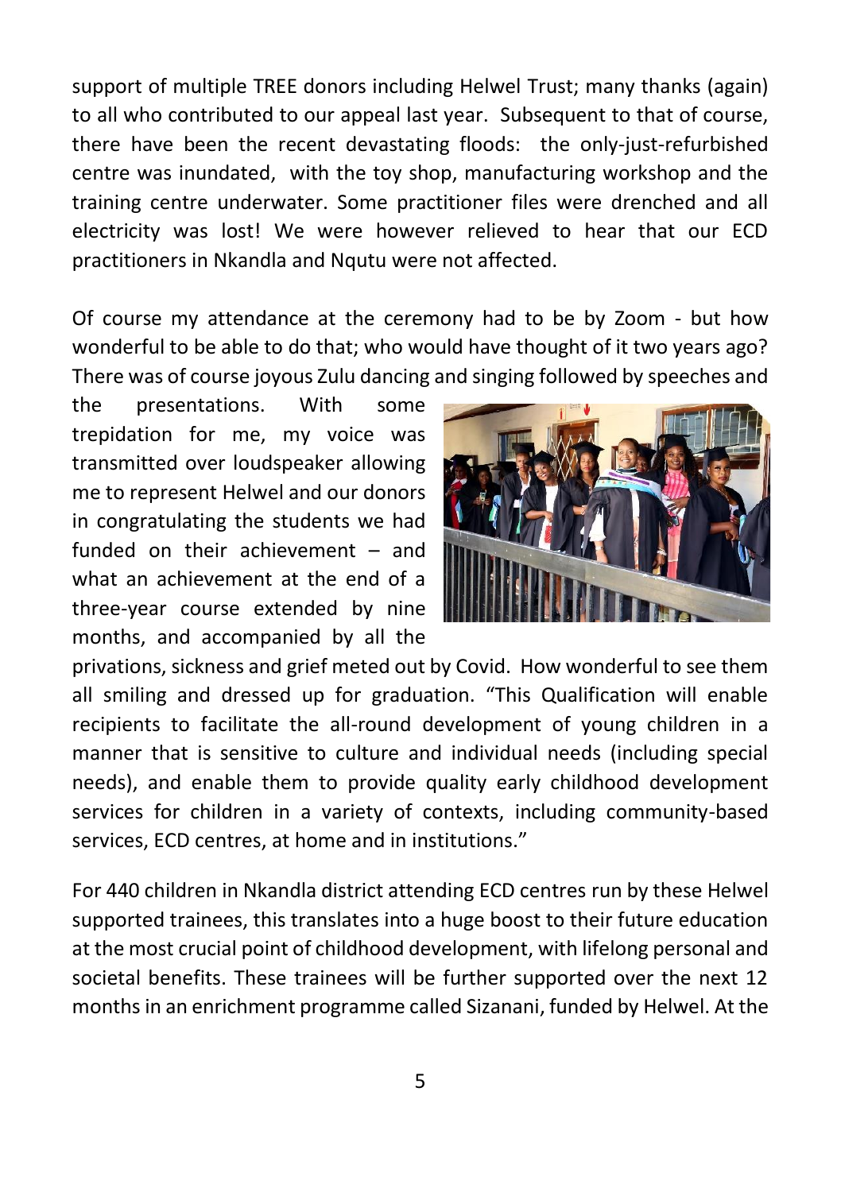support of multiple TREE donors including Helwel Trust; many thanks (again) to all who contributed to our appeal last year. Subsequent to that of course, there have been the recent devastating floods: the only-just-refurbished centre was inundated, with the toy shop, manufacturing workshop and the training centre underwater. Some practitioner files were drenched and all electricity was lost! We were however relieved to hear that our ECD practitioners in Nkandla and Nqutu were not affected.

Of course my attendance at the ceremony had to be by Zoom - but how wonderful to be able to do that; who would have thought of it two years ago? There was of course joyous Zulu dancing and singing followed by speeches and the presentations. With some trepidation for me, my voice was transmitted over loudspeaker allowing me to represent Helwel and our donors in congratulating the students we had funded on their achievement – and what an achievement at the end of a three-year course extended by nine months, and accompanied by all the privations, sickness and grief meted out by Covid. How wonderful to see them all smiling and dressed up for graduation. "This Qualification will enable recipients to facilitate the all-round development of young children in a manner that is sensitive to culture and individual needs (including special needs), and enable them to provide quality early childhood development services for children in a variety of contexts, including community-based services, ECD centres, at home and in institutions."

For 440 children in Nkandla district attending ECD centres run by these Helwel supported trainees, this translates into a huge boost to their future education at the most crucial point of childhood development, with lifelong personal and societal benefits. These trainees will be further supported over the next 12 months in an enrichment programme called Sizanani, funded by Helwel. At the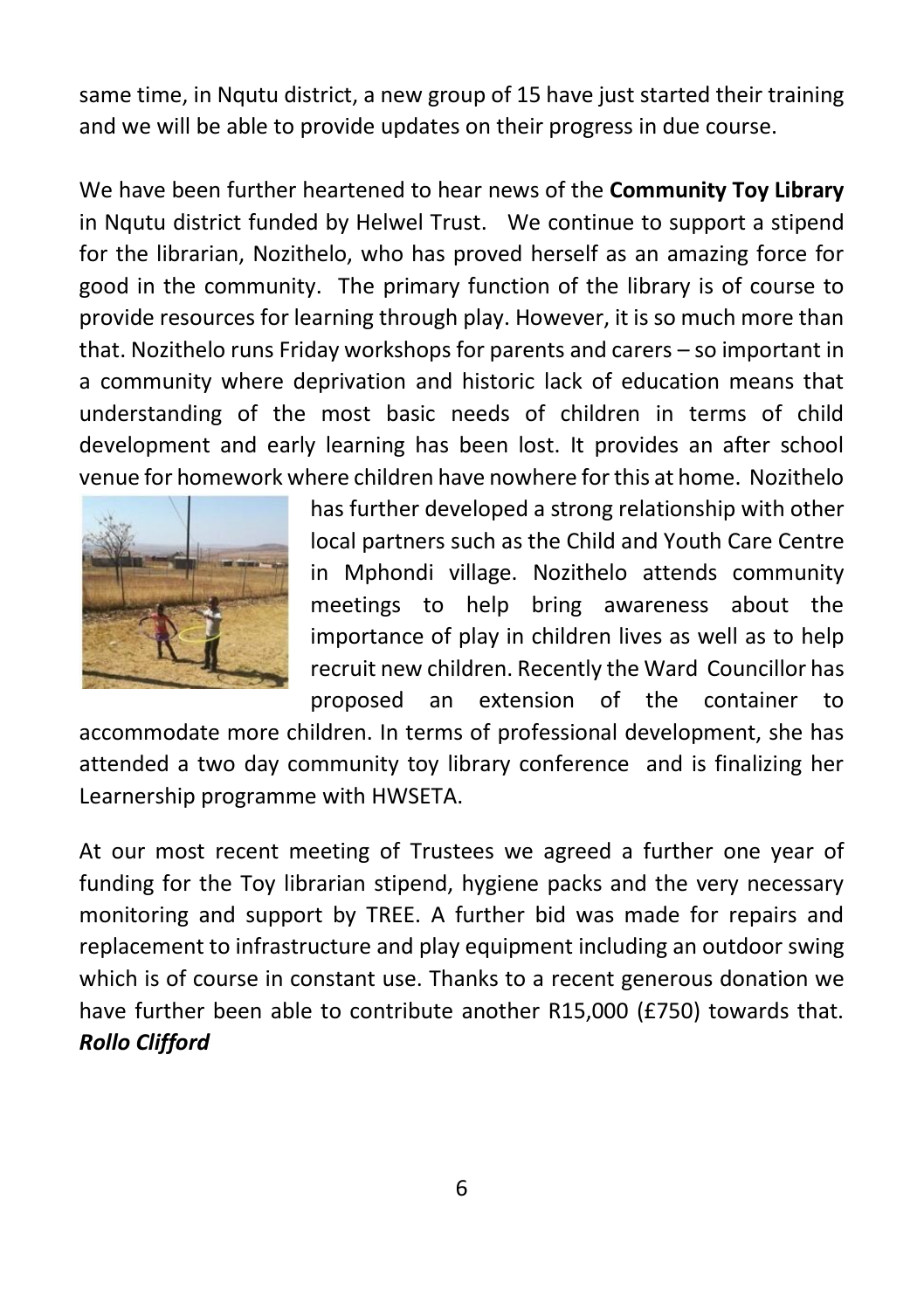same time, in Nqutu district, a new group of 15 have just started their training and we will be able to provide updates on their progress in due course.

We have been further heartened to hear news of the **Community Toy Library** in Nqutu district funded by Helwel Trust. We continue to support a stipend for the librarian, Nozithelo, who has proved herself as an amazing force for good in the community. The primary function of the library is of course to provide resources for learning through play. However, it is so much more than that. Nozithelo runs Friday workshops for parents and carers – so important in a community where deprivation and historic lack of education means that understanding of the most basic needs of children in terms of child development and early learning has been lost. It provides an after school venue for homework where children have nowhere for this at home. Nozithelo has further developed a strong relationship with other local partners such as the Child and Youth Care Centre in Mphondi village. Nozithelo attends community meetings to help bring awareness about the importance of play in children lives as well as to help recruit new children. Recently the Ward Councillor has proposed an extension of the container to accommodate more children. In terms of professional development, she has attended a two day community toy library conference and is finalizing her Learnership programme with HWSETA.

At our most recent meeting of Trustees we agreed a further one year of funding for the Toy librarian stipend, hygiene packs and the very necessary monitoring and support by TREE. A further bid was made for repairs and replacement to infrastructure and play equipment including an outdoor swing which is of course in constant use. Thanks to a recent generous donation we have further been able to contribute another R15,000 (£750) towards that. ***Rollo Clifford***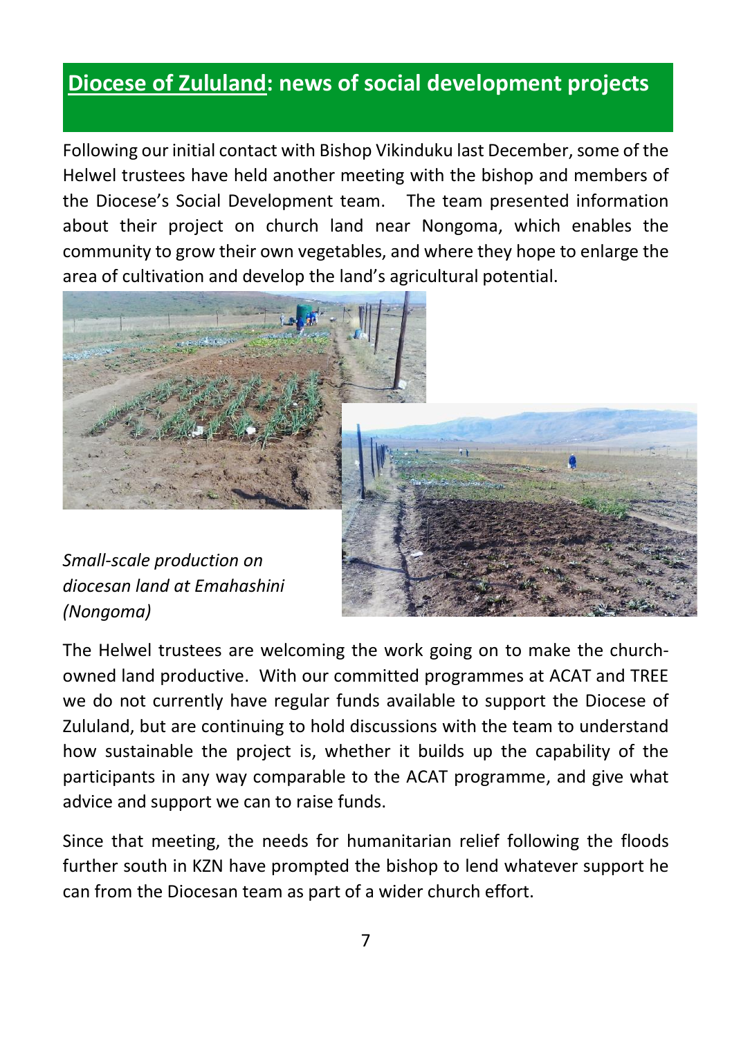## Diocese of Zululand: news of social development projects

Following our initial contact with Bishop Vikinduku last December, some of the Helwel trustees have held another meeting with the bishop and members of the Diocese's Social Development team. The team presented information about their project on church land near Nongoma, which enables the community to grow their own vegetables, and where they hope to enlarge the area of cultivation and develop the land's agricultural potential.

*Small-scale production on diocesan land at Emahashini (Nongoma)*

The Helwel trustees are welcoming the work going on to make the church-owned land productive. With our committed programmes at ACAT and TREE we do not currently have regular funds available to support the Diocese of Zululand, but are continuing to hold discussions with the team to understand how sustainable the project is, whether it builds up the capability of the participants in any way comparable to the ACAT programme, and give what advice and support we can to raise funds.

Since that meeting, the needs for humanitarian relief following the floods further south in KZN have prompted the bishop to lend whatever support he can from the Diocesan team as part of a wider church effort.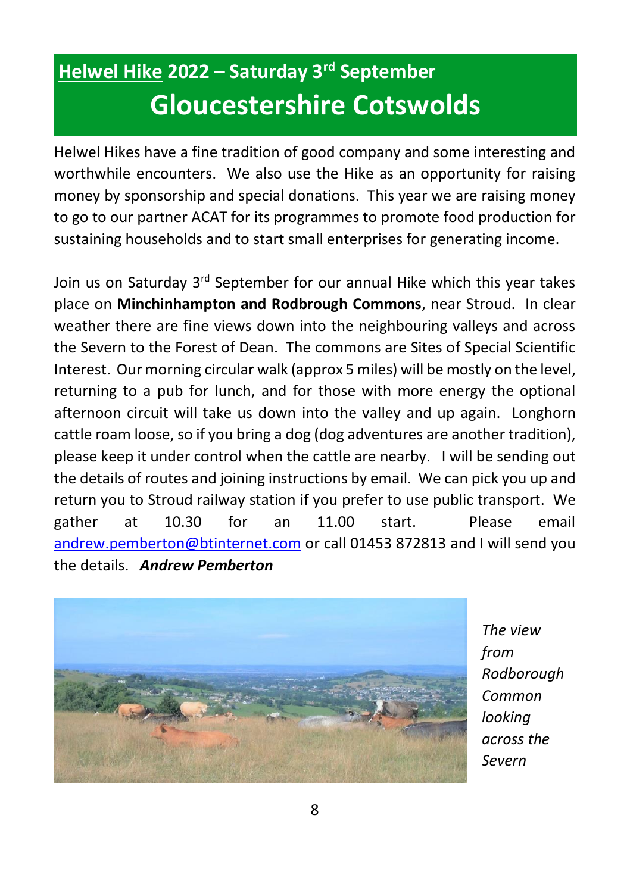## Helwel Hike 2022 – Saturday 3rd September

# Gloucestershire Cotswolds

Helwel Hikes have a fine tradition of good company and some interesting and worthwhile encounters. We also use the Hike as an opportunity for raising money by sponsorship and special donations. This year we are raising money to go to our partner ACAT for its programmes to promote food production for sustaining households and to start small enterprises for generating income.

Join us on Saturday 3rd September for our annual Hike which this year takes place on **Minchinhampton and Rodbrough Commons**, near Stroud. In clear weather there are fine views down into the neighbouring valleys and across the Severn to the Forest of Dean. The commons are Sites of Special Scientific Interest. Our morning circular walk (approx 5 miles) will be mostly on the level, returning to a pub for lunch, and for those with more energy the optional afternoon circuit will take us down into the valley and up again. Longhorn cattle roam loose, so if you bring a dog (dog adventures are another tradition), please keep it under control when the cattle are nearby. I will be sending out the details of routes and joining instructions by email. We can pick you up and return you to Stroud railway station if you prefer to use public transport. We gather at 10.30 for an 11.00 start. Please email andrew.pemberton@btinternet.com or call 01453 872813 and I will send you the details. ***Andrew Pemberton***

*The view from Rodborough Common looking across the Severn*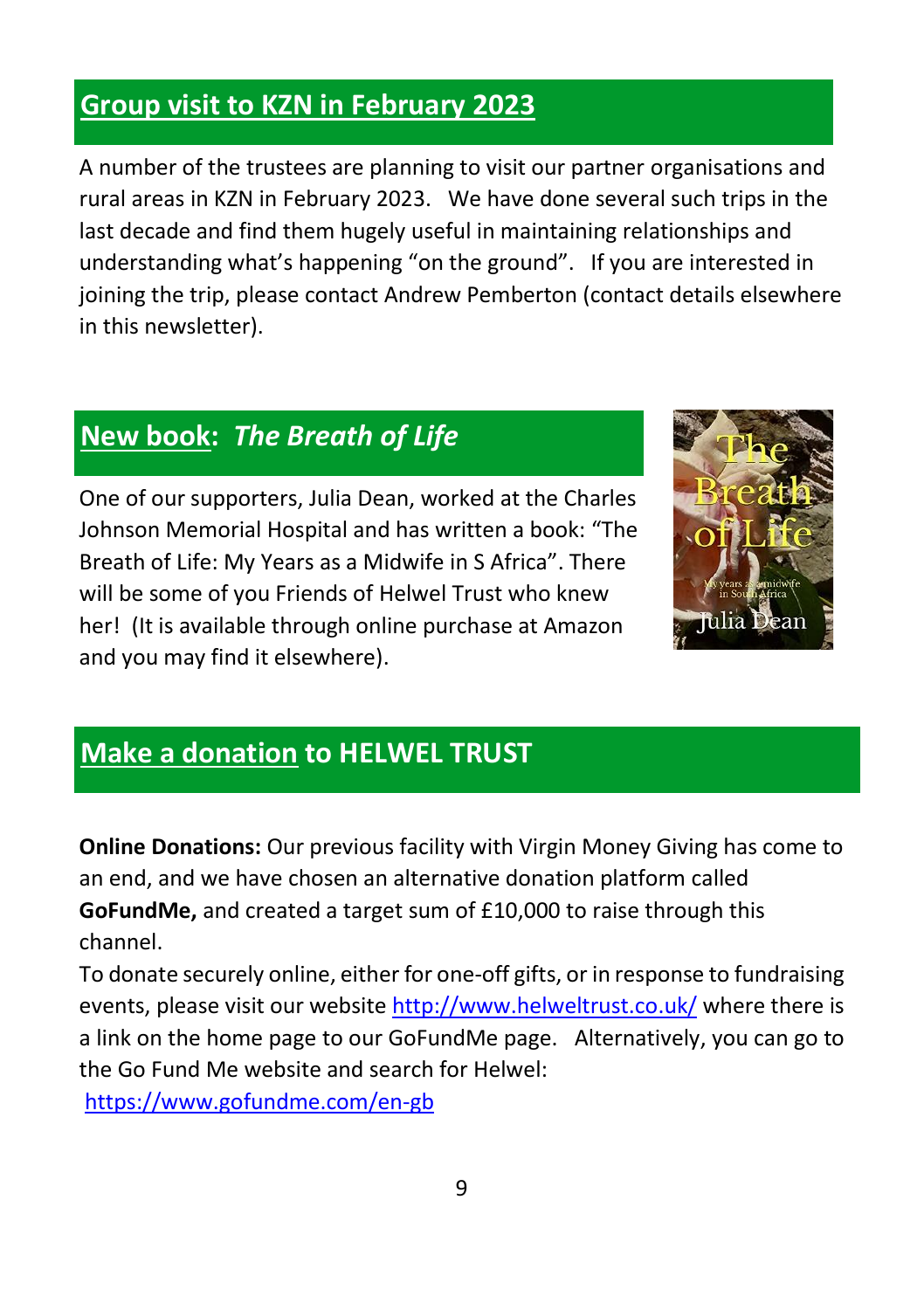## Group visit to KZN in February 2023

A number of the trustees are planning to visit our partner organisations and rural areas in KZN in February 2023. We have done several such trips in the last decade and find them hugely useful in maintaining relationships and understanding what's happening "on the ground". If you are interested in joining the trip, please contact Andrew Pemberton (contact details elsewhere in this newsletter).

## New book: *The Breath of Life*

One of our supporters, Julia Dean, worked at the Charles Johnson Memorial Hospital and has written a book: "The Breath of Life: My Years as a Midwife in S Africa". There will be some of you Friends of Helwel Trust who knew her! (It is available through online purchase at Amazon and you may find it elsewhere).

## Make a donation to HELWEL TRUST

**Online Donations:** Our previous facility with Virgin Money Giving has come to an end, and we have chosen an alternative donation platform called **GoFundMe,** and created a target sum of £10,000 to raise through this channel.

To donate securely online, either for one-off gifts, or in response to fundraising events, please visit our website http://www.helweltrust.co.uk/ where there is a link on the home page to our GoFundMe page. Alternatively, you can go to the Go Fund Me website and search for Helwel: https://www.gofundme.com/en-gb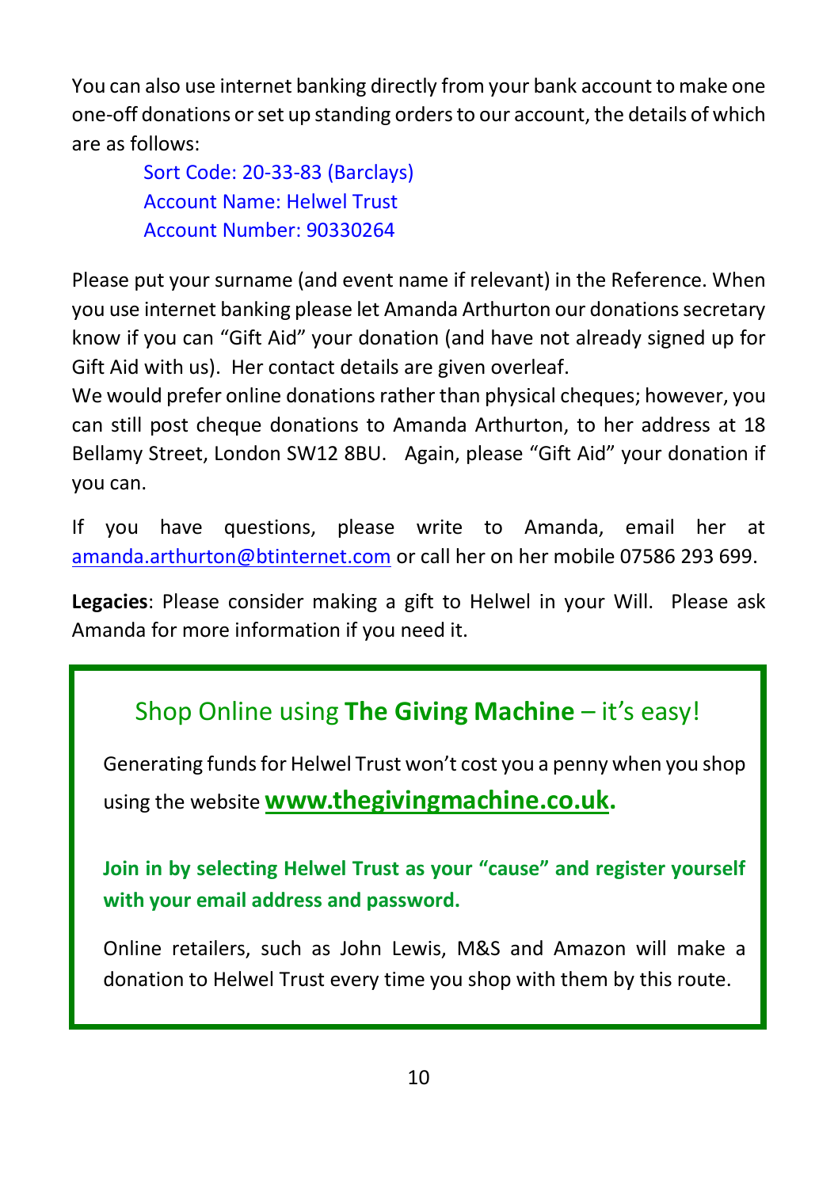You can also use internet banking directly from your bank account to make one one-off donations or set up standing orders to our account, the details of which are as follows:

Sort Code: 20-33-83 (Barclays)
Account Name: Helwel Trust
Account Number: 90330264

Please put your surname (and event name if relevant) in the Reference. When you use internet banking please let Amanda Arthurton our donations secretary know if you can "Gift Aid" your donation (and have not already signed up for Gift Aid with us). Her contact details are given overleaf.
We would prefer online donations rather than physical cheques; however, you can still post cheque donations to Amanda Arthurton, to her address at 18 Bellamy Street, London SW12 8BU. Again, please "Gift Aid" your donation if you can.

If you have questions, please write to Amanda, email her at amanda.arthurton@btinternet.com or call her on her mobile 07586 293 699.

**Legacies**: Please consider making a gift to Helwel in your Will. Please ask Amanda for more information if you need it.

## Shop Online using **The Giving Machine** – it's easy!

Generating funds for Helwel Trust won't cost you a penny when you shop using the website **www.thegivingmachine.co.uk.**

**Join in by selecting Helwel Trust as your "cause" and register yourself with your email address and password.**

Online retailers, such as John Lewis, M&S and Amazon will make a donation to Helwel Trust every time you shop with them by this route.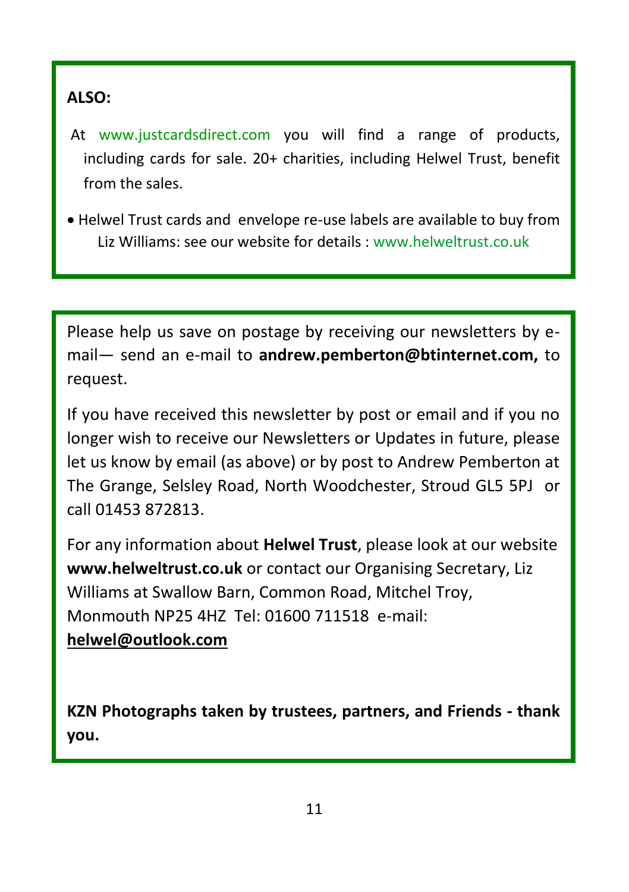**ALSO:**

At www.justcardsdirect.com you will find a range of products, including cards for sale. 20+ charities, including Helwel Trust, benefit from the sales.

- Helwel Trust cards and envelope re-use labels are available to buy from Liz Williams: see our website for details : www.helweltrust.co.uk

Please help us save on postage by receiving our newsletters by e-mail— send an e-mail to **andrew.pemberton@btinternet.com,** to request.

If you have received this newsletter by post or email and if you no longer wish to receive our Newsletters or Updates in future, please let us know by email (as above) or by post to Andrew Pemberton at The Grange, Selsley Road, North Woodchester, Stroud GL5 5PJ or call 01453 872813.

For any information about **Helwel Trust**, please look at our website **www.helweltrust.co.uk** or contact our Organising Secretary, Liz Williams at Swallow Barn, Common Road, Mitchel Troy, Monmouth NP25 4HZ Tel: 01600 711518 e-mail: **helwel@outlook.com**

**KZN Photographs taken by trustees, partners, and Friends - thank you.**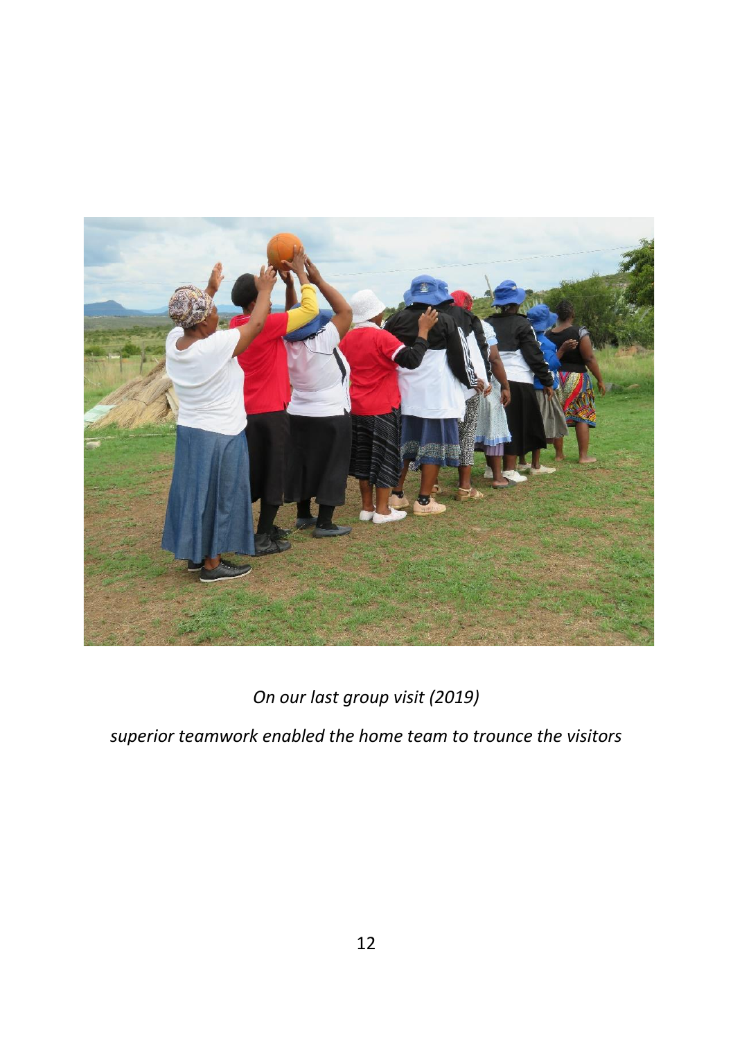*On our last group visit (2019)*

*superior teamwork enabled the home team to trounce the visitors*